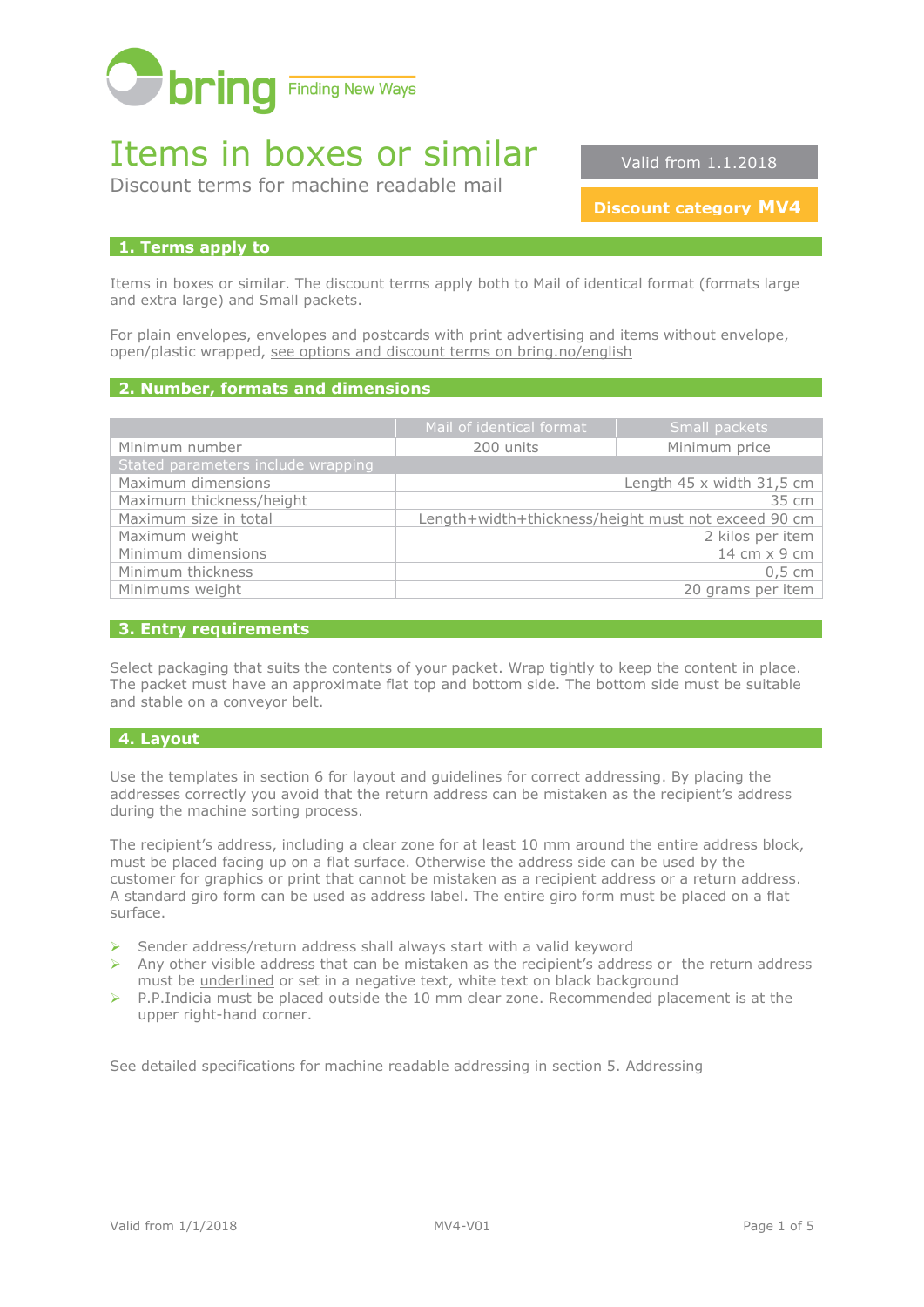bring Finding New Ways

# Items in boxes or similar

Discount terms for machine readable mail

Valid from 1.1.2018

**Discount category MV4**

## 1. Terms apply to

Items in boxes or similar. The discount terms apply both to Mail of identical format (formats large and extra large) and Small packets.

For plain envelopes, envelopes and postcards with print advertising and items without envelope, open/plastic wrapped, see options and discount terms on bring.no/english

## 2. Number, formats and dimensions

| | Mail of identical format | Small packets |
|---|---|---|
| Minimum number | 200 units | Minimum price |
| Stated parameters include wrapping | | |
| Maximum dimensions | Length 45 x width 31,5 cm | |
| Maximum thickness/height | 35 cm | |
| Maximum size in total | Length+width+thickness/height must not exceed 90 cm | |
| Maximum weight | 2 kilos per item | |
| Minimum dimensions | 14 cm x 9 cm | |
| Minimum thickness | 0,5 cm | |
| Minimums weight | 20 grams per item | |

## 3. Entry requirements

Select packaging that suits the contents of your packet. Wrap tightly to keep the content in place. The packet must have an approximate flat top and bottom side. The bottom side must be suitable and stable on a conveyor belt.

## 4. Layout

Use the templates in section 6 for layout and guidelines for correct addressing. By placing the addresses correctly you avoid that the return address can be mistaken as the recipient's address during the machine sorting process.

The recipient's address, including a clear zone for at least 10 mm around the entire address block, must be placed facing up on a flat surface. Otherwise the address side can be used by the customer for graphics or print that cannot be mistaken as a recipient address or a return address. A standard giro form can be used as address label. The entire giro form must be placed on a flat surface.

- Sender address/return address shall always start with a valid keyword
- Any other visible address that can be mistaken as the recipient's address or the return address must be underlined or set in a negative text, white text on black background
- P.P.Indicia must be placed outside the 10 mm clear zone. Recommended placement is at the upper right-hand corner.

See detailed specifications for machine readable addressing in section 5. Addressing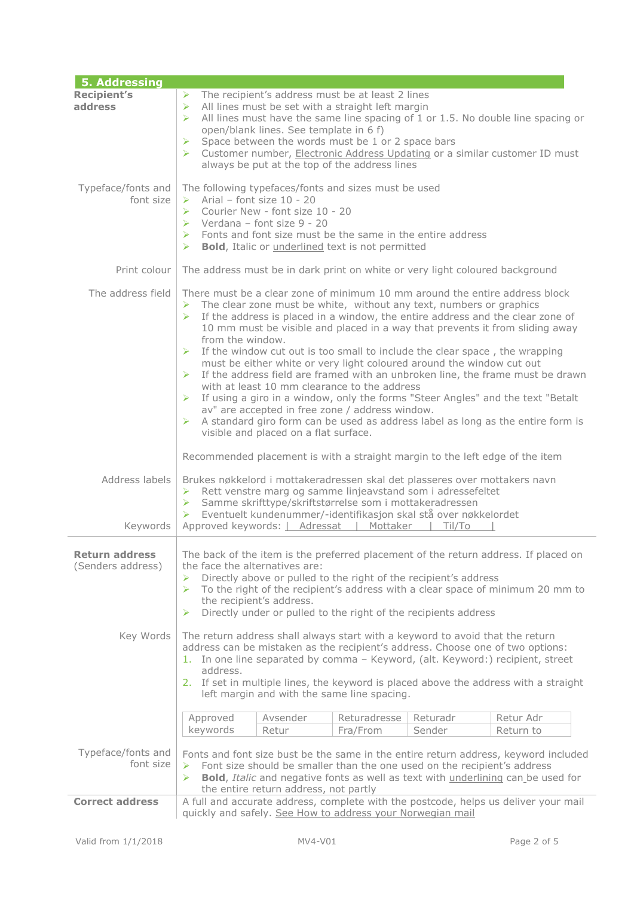## 5. Addressing

**Recipient's address**

- The recipient's address must be at least 2 lines
- All lines must be set with a straight left margin
- All lines must have the same line spacing of 1 or 1.5. No double line spacing or open/blank lines. See template in 6 f)
- Space between the words must be 1 or 2 space bars
- Customer number, Electronic Address Updating or a similar customer ID must always be put at the top of the address lines

**Typeface/fonts and font size**

The following typefaces/fonts and sizes must be used

- Arial – font size 10 - 20
- Courier New - font size 10 - 20
- Verdana – font size 9 - 20
- Fonts and font size must be the same in the entire address
- **Bold**, Italic or underlined text is not permitted

**Print colour**

The address must be in dark print on white or very light coloured background

**The address field**

There must be a clear zone of minimum 10 mm around the entire address block

- The clear zone must be white, without any text, numbers or graphics
- If the address is placed in a window, the entire address and the clear zone of 10 mm must be visible and placed in a way that prevents it from sliding away from the window.
- If the window cut out is too small to include the clear space , the wrapping must be either white or very light coloured around the window cut out
- If the address field are framed with an unbroken line, the frame must be drawn with at least 10 mm clearance to the address
- If using a giro in a window, only the forms "Steer Angles" and the text "Betalt av" are accepted in free zone / address window.
- A standard giro form can be used as address label as long as the entire form is visible and placed on a flat surface.

Recommended placement is with a straight margin to the left edge of the item

**Address labels**

Brukes nøkkelord i mottakeradressen skal det plasseres over mottakers navn

- Rett venstre marg og samme linjeavstand som i adressefeltet
- Samme skrifttype/skriftstørrelse som i mottakeradressen
- Eventuelt kundenummer/-identifikasjon skal stå over nøkkelordet

**Keywords**

Approved keywords: | Adressat | Mottaker | Til/To |

---

**Return address** (Senders address)

The back of the item is the preferred placement of the return address. If placed on the face the alternatives are:

- Directly above or pulled to the right of the recipient's address
- To the right of the recipient's address with a clear space of minimum 20 mm to the recipient's address.
- Directly under or pulled to the right of the recipients address

**Key Words**

The return address shall always start with a keyword to avoid that the return address can be mistaken as the recipient's address. Choose one of two options:

1. In one line separated by comma – Keyword, (alt. Keyword:) recipient, street address.
2. If set in multiple lines, the keyword is placed above the address with a straight left margin and with the same line spacing.

| Approved keywords | Avsender | Returadresse | Returadr | Retur Adr |
|---|---|---|---|---|
| | Retur | Fra/From | Sender | Return to |

**Typeface/fonts and font size**

Fonts and font size bust be the same in the entire return address, keyword included

- Font size should be smaller than the one used on the recipient's address
- **Bold**, *Italic* and negative fonts as well as text with underlining can be used for the entire return address, not partly

**Correct address**

A full and accurate address, complete with the postcode, helps us deliver your mail quickly and safely. See How to address your Norwegian mail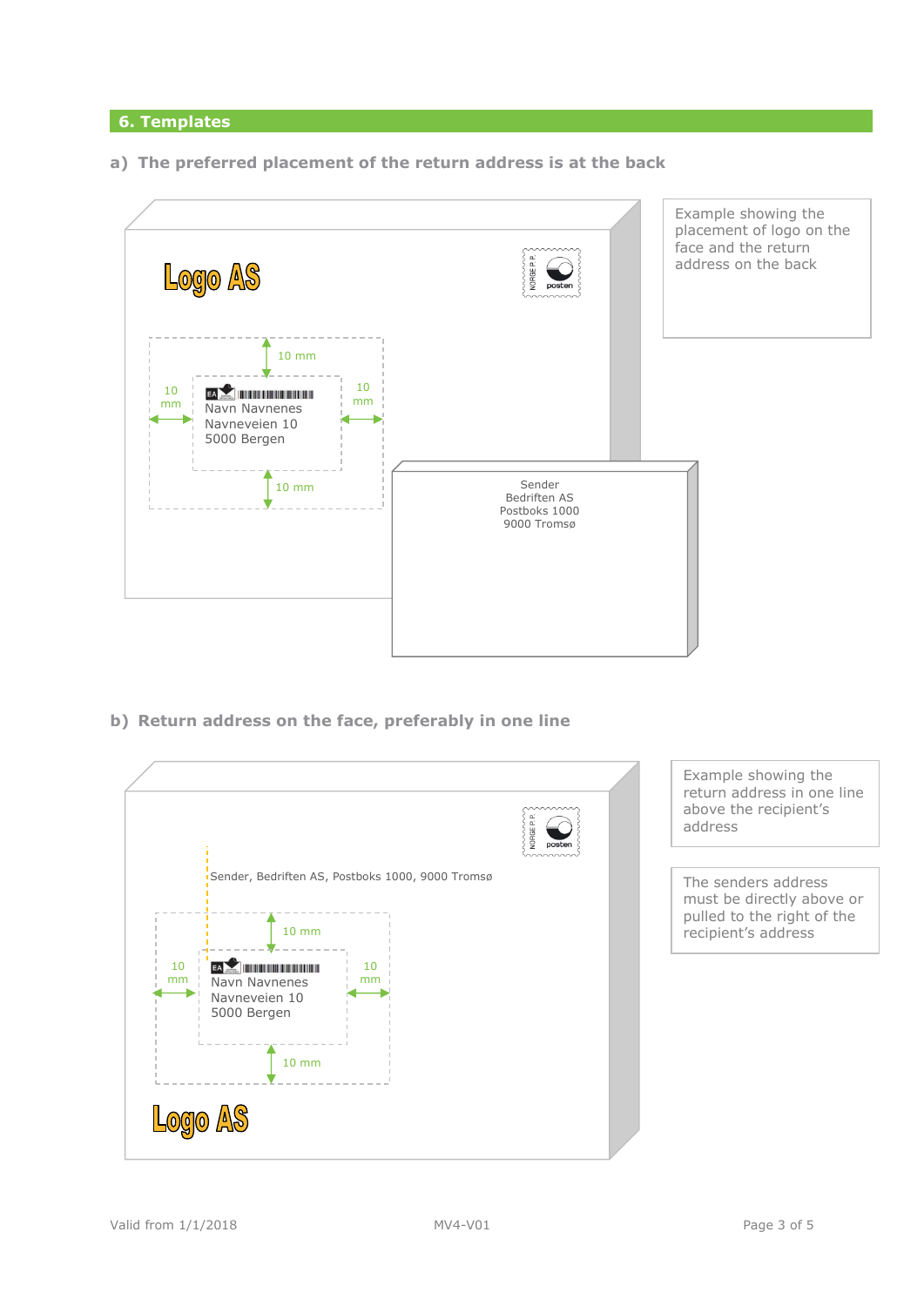## 6. Templates

### a) The preferred placement of the return address is at the back

Logo AS

NORGE P.P. posten

10 mm

10 mm

10 mm

EA

Navn Navnenes
Navneveien 10
5000 Bergen

10 mm

Sender
Bedriften AS
Postboks 1000
9000 Tromsø

Example showing the placement of logo on the face and the return address on the back

### b) Return address on the face, preferably in one line

NORGE P.P. posten

Sender, Bedriften AS, Postboks 1000, 9000 Tromsø

10 mm

10 mm

10 mm

EA

Navn Navnenes
Navneveien 10
5000 Bergen

10 mm

Logo AS

Example showing the return address in one line above the recipient's address

The senders address must be directly above or pulled to the right of the recipient's address

Valid from 1/1/2018 MV4-V01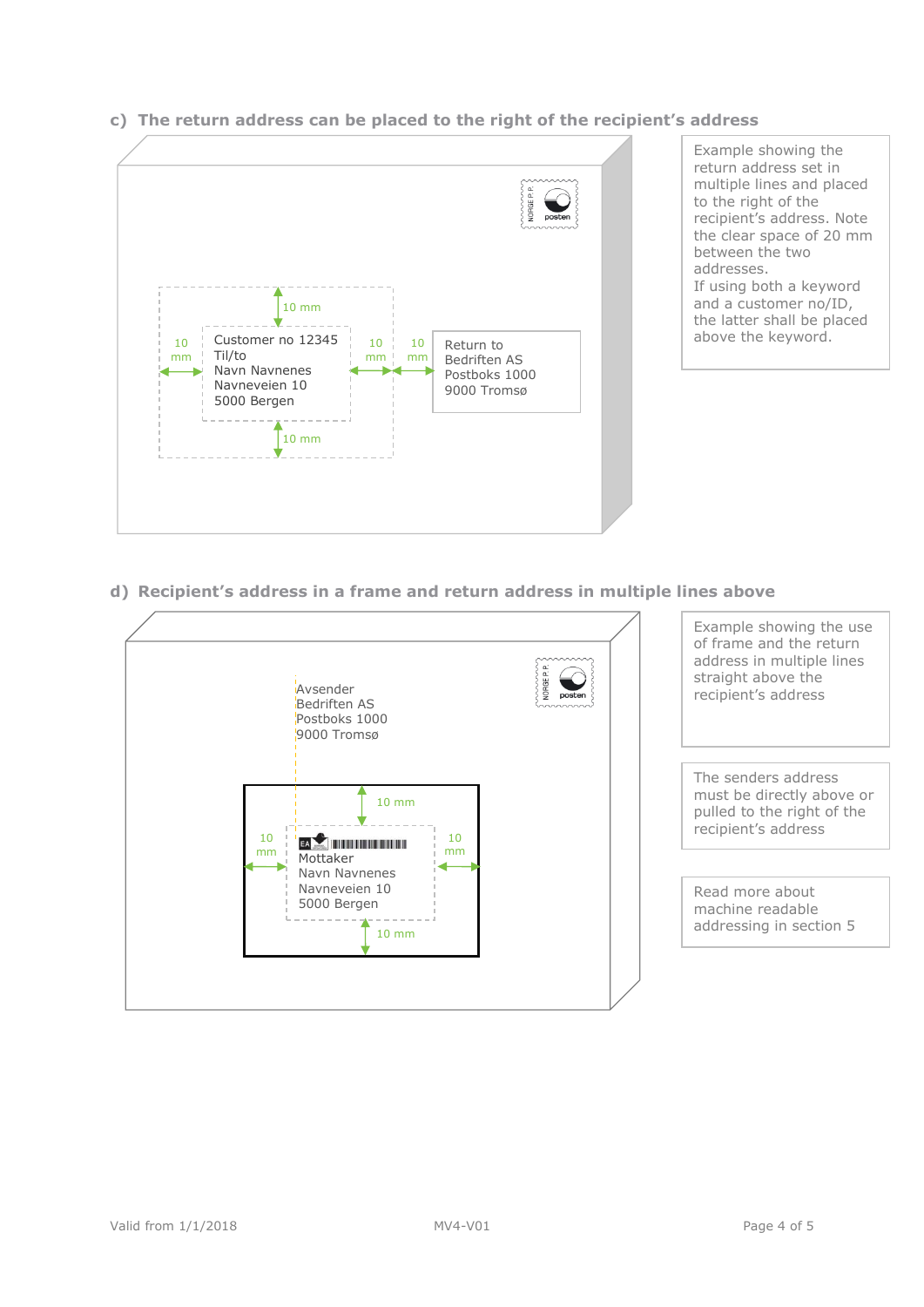## c) The return address can be placed to the right of the recipient's address

10 mm

10 mm

Customer no 12345
Til/to
Navn Navnenes
Navneveien 10
5000 Bergen

10 mm

10 mm

Return to
Bedriften AS
Postboks 1000
9000 Tromsø

10 mm

Example showing the return address set in multiple lines and placed to the right of the recipient's address. Note the clear space of 20 mm between the two addresses.
If using both a keyword and a customer no/ID, the latter shall be placed above the keyword.

## d) Recipient's address in a frame and return address in multiple lines above

Avsender
Bedriften AS
Postboks 1000
9000 Tromsø

10 mm

10 mm

Mottaker
Navn Navnenes
Navneveien 10
5000 Bergen

10 mm

10 mm

Example showing the use of frame and the return address in multiple lines straight above the recipient's address

The senders address must be directly above or pulled to the right of the recipient's address

Read more about machine readable addressing in section 5

Valid from 1/1/2018

MV4-V01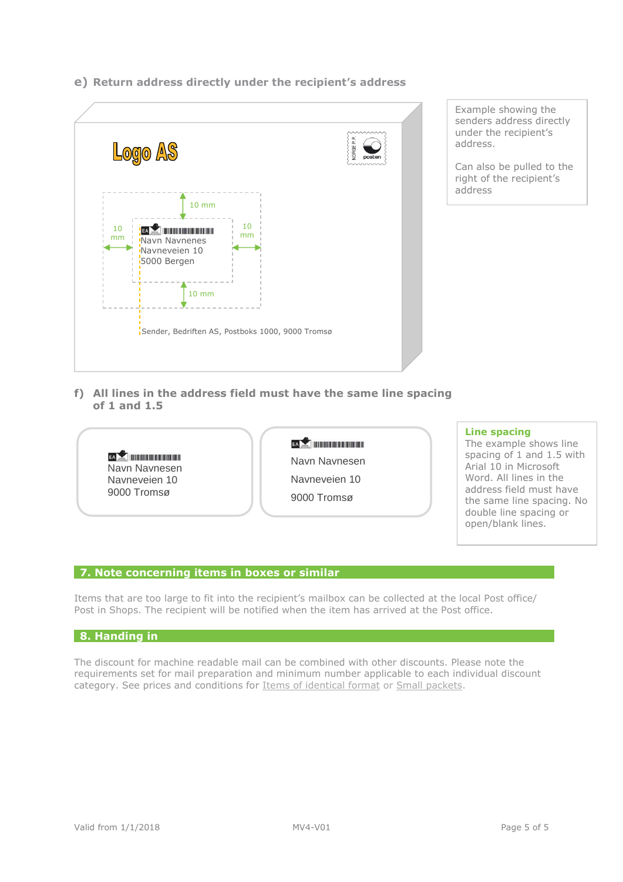**e) Return address directly under the recipient's address**

Logo AS

10 mm

10 mm

10 mm

10 mm

Navn Navnenes
Navneveien 10
5000 Bergen

Sender, Bedriften AS, Postboks 1000, 9000 Tromsø

Example showing the senders address directly under the recipient's address.

Can also be pulled to the right of the recipient's address

**f) All lines in the address field must have the same line spacing of 1 and 1.5**

Navn Navnesen
Navneveien 10
9000 Tromsø

Navn Navnesen

Navneveien 10

9000 Tromsø

**Line spacing**
The example shows line spacing of 1 and 1.5 with Arial 10 in Microsoft Word. All lines in the address field must have the same line spacing. No double line spacing or open/blank lines.

## 7. Note concerning items in boxes or similar

Items that are too large to fit into the recipient's mailbox can be collected at the local Post office/ Post in Shops. The recipient will be notified when the item has arrived at the Post office.

## 8. Handing in

The discount for machine readable mail can be combined with other discounts. Please note the requirements set for mail preparation and minimum number applicable to each individual discount category. See prices and conditions for Items of identical format or Small packets.